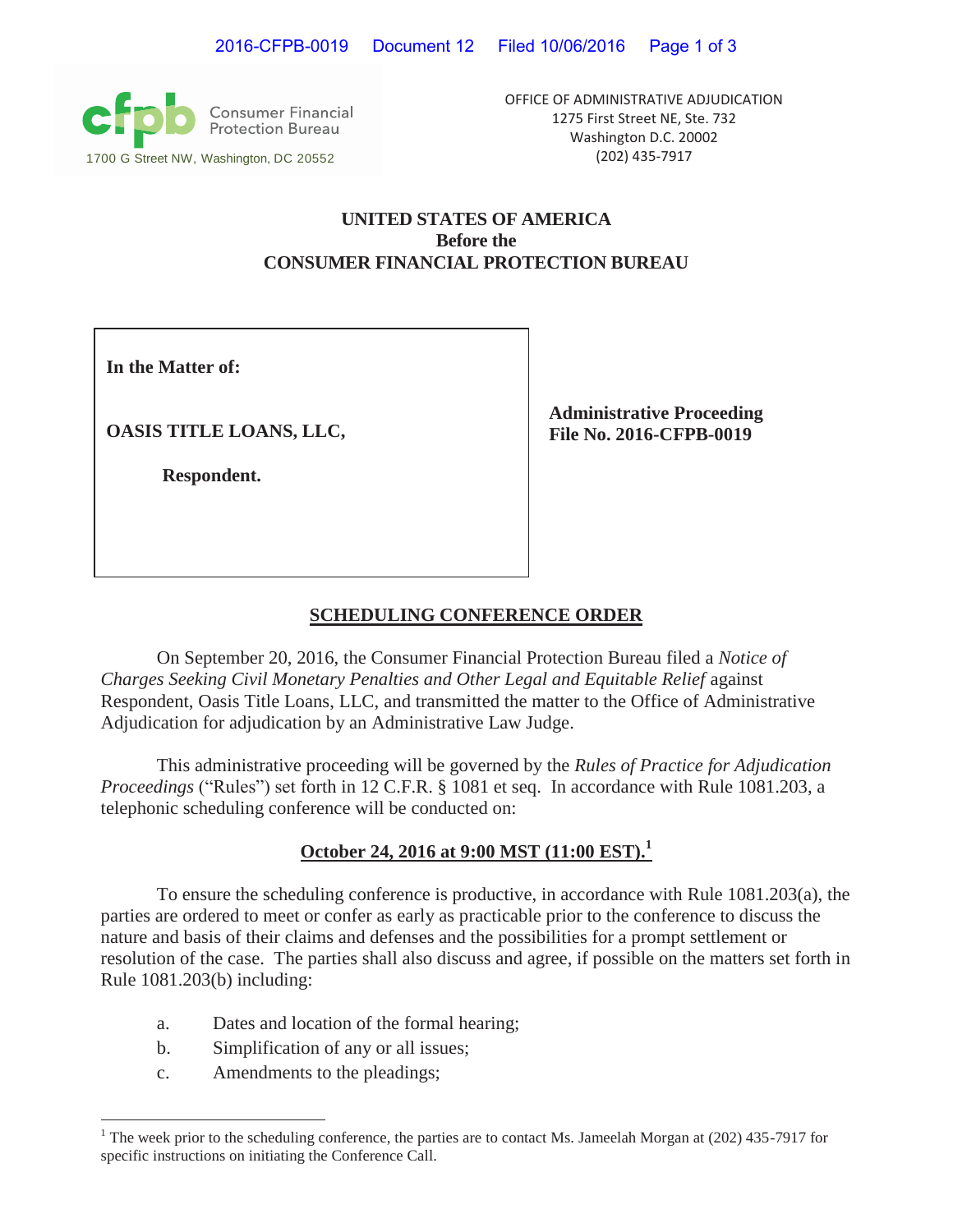Consumer Financial Protection Bureau
1700 G Street NW, Washington, DC 20552

OFFICE OF ADMINISTRATIVE ADJUDICATION
1275 First Street NE, Ste. 732
Washington D.C. 20002
(202) 435-7917

**UNITED STATES OF AMERICA**
**Before the**
**CONSUMER FINANCIAL PROTECTION BUREAU**

| | |
|---|---|
| **In the Matter of:**<br><br>**OASIS TITLE LOANS, LLC,**<br><br>**Respondent.** | **Administrative Proceeding**<br>**File No. 2016-CFPB-0019** |

## SCHEDULING CONFERENCE ORDER

On September 20, 2016, the Consumer Financial Protection Bureau filed a *Notice of Charges Seeking Civil Monetary Penalties and Other Legal and Equitable Relief* against Respondent, Oasis Title Loans, LLC, and transmitted the matter to the Office of Administrative Adjudication for adjudication by an Administrative Law Judge.

This administrative proceeding will be governed by the *Rules of Practice for Adjudication Proceedings* ("Rules") set forth in 12 C.F.R. § 1081 et seq. In accordance with Rule 1081.203, a telephonic scheduling conference will be conducted on:

**October 24, 2016 at 9:00 MST (11:00 EST).[1]**

To ensure the scheduling conference is productive, in accordance with Rule 1081.203(a), the parties are ordered to meet or confer as early as practicable prior to the conference to discuss the nature and basis of their claims and defenses and the possibilities for a prompt settlement or resolution of the case. The parties shall also discuss and agree, if possible on the matters set forth in Rule 1081.203(b) including:

a. Dates and location of the formal hearing;
b. Simplification of any or all issues;
c. Amendments to the pleadings;

---

[1] The week prior to the scheduling conference, the parties are to contact Ms. Jameelah Morgan at (202) 435-7917 for specific instructions on initiating the Conference Call.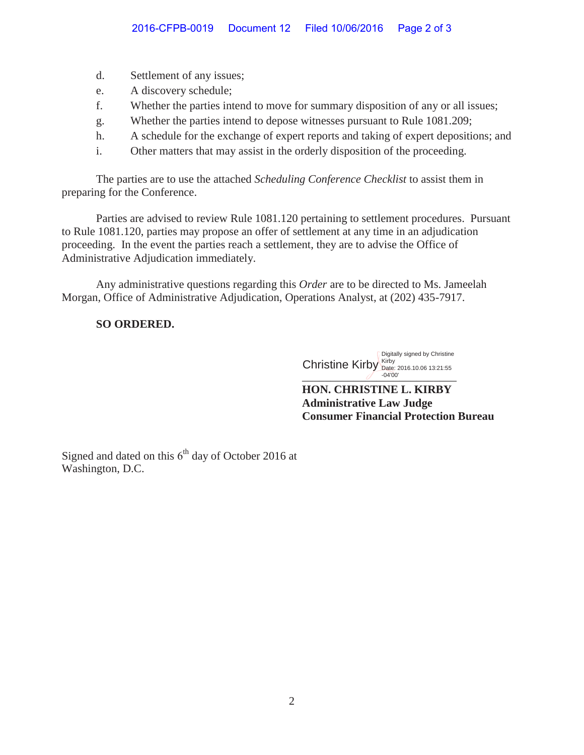d. Settlement of any issues;
e. A discovery schedule;
f. Whether the parties intend to move for summary disposition of any or all issues;
g. Whether the parties intend to depose witnesses pursuant to Rule 1081.209;
h. A schedule for the exchange of expert reports and taking of expert depositions; and
i. Other matters that may assist in the orderly disposition of the proceeding.

The parties are to use the attached *Scheduling Conference Checklist* to assist them in preparing for the Conference.

Parties are advised to review Rule 1081.120 pertaining to settlement procedures. Pursuant to Rule 1081.120, parties may propose an offer of settlement at any time in an adjudication proceeding. In the event the parties reach a settlement, they are to advise the Office of Administrative Adjudication immediately.

Any administrative questions regarding this *Order* are to be directed to Ms. Jameelah Morgan, Office of Administrative Adjudication, Operations Analyst, at (202) 435-7917.

**SO ORDERED.**

Christine Kirby Digitally signed by Christine Kirby Date: 2016.10.06 13:21:55 -04'00'

**HON. CHRISTINE L. KIRBY**
**Administrative Law Judge**
**Consumer Financial Protection Bureau**

Signed and dated on this 6th day of October 2016 at Washington, D.C.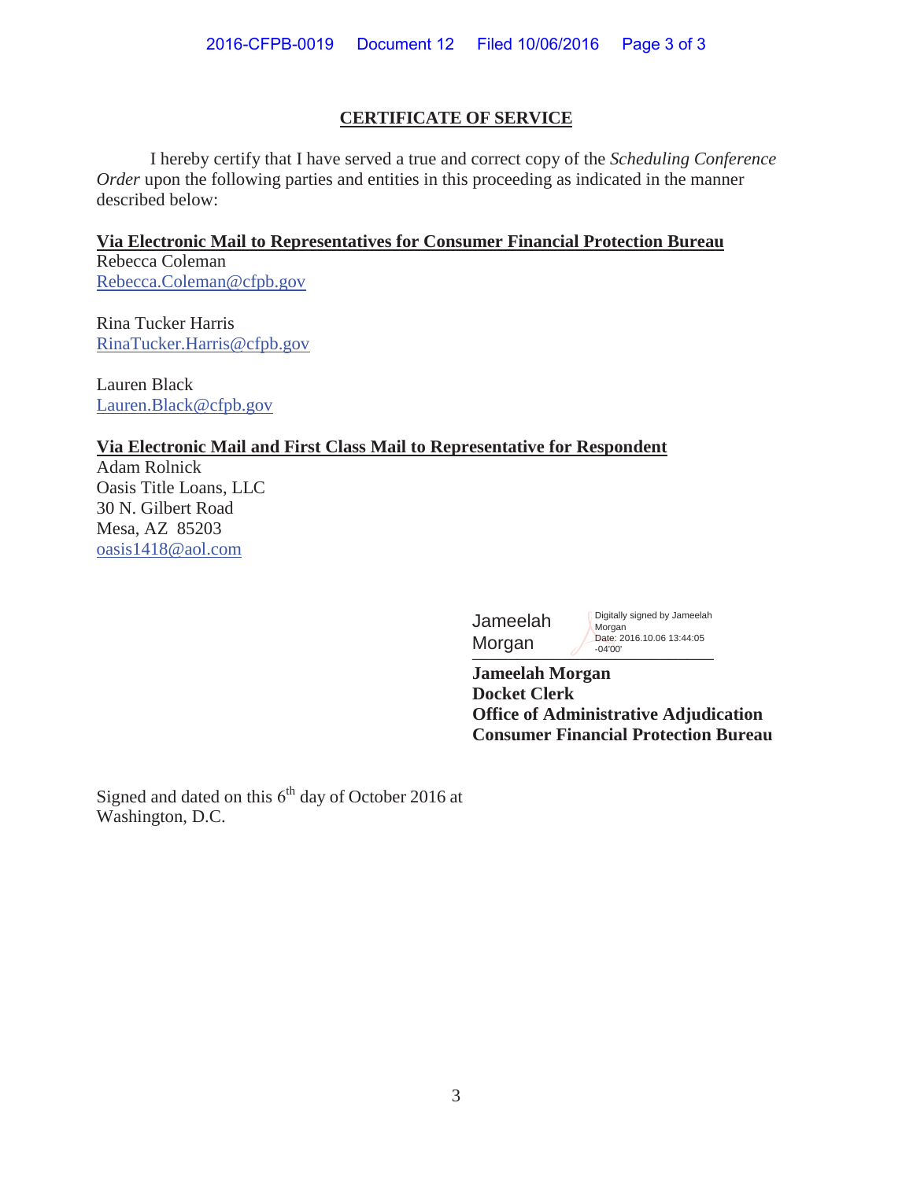## CERTIFICATE OF SERVICE

I hereby certify that I have served a true and correct copy of the *Scheduling Conference Order* upon the following parties and entities in this proceeding as indicated in the manner described below:

**Via Electronic Mail to Representatives for Consumer Financial Protection Bureau**

Rebecca Coleman
Rebecca.Coleman@cfpb.gov

Rina Tucker Harris
RinaTucker.Harris@cfpb.gov

Lauren Black
Lauren.Black@cfpb.gov

**Via Electronic Mail and First Class Mail to Representative for Respondent**

Adam Rolnick
Oasis Title Loans, LLC
30 N. Gilbert Road
Mesa, AZ 85203
oasis1418@aol.com

Jameelah Morgan — Digitally signed by Jameelah Morgan Date: 2016.10.06 13:44:05 -04'00'

**Jameelah Morgan**
**Docket Clerk**
**Office of Administrative Adjudication**
**Consumer Financial Protection Bureau**

Signed and dated on this 6th day of October 2016 at Washington, D.C.